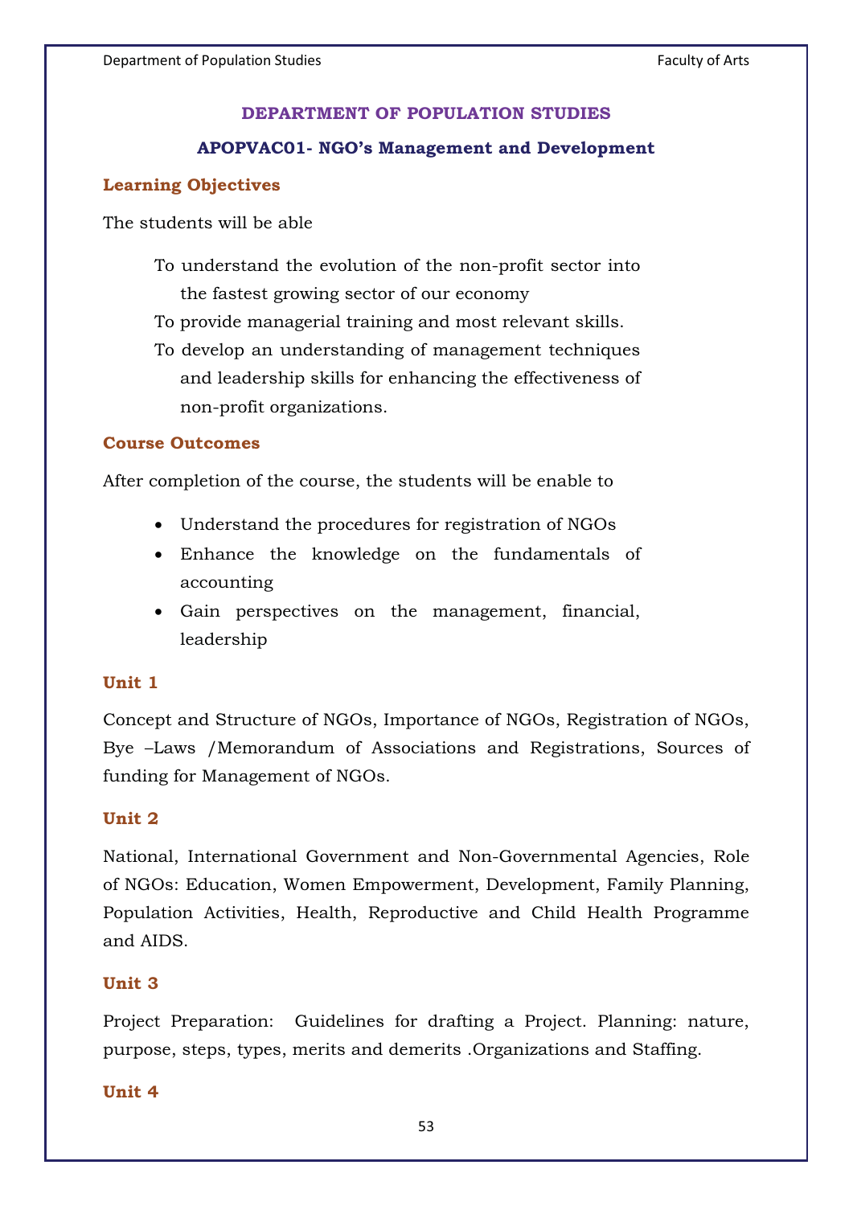## DEPARTMENT OF POPULATION STUDIES

### APOPVAC01- NGO's Management and Development

**Learning Objectives**

The students will be able

To understand the evolution of the non-profit sector into the fastest growing sector of our economy

To provide managerial training and most relevant skills.

To develop an understanding of management techniques and leadership skills for enhancing the effectiveness of non-profit organizations.

**Course Outcomes**

After completion of the course, the students will be enable to

- Understand the procedures for registration of NGOs
- Enhance the knowledge on the fundamentals of accounting
- Gain perspectives on the management, financial, leadership

**Unit 1**

Concept and Structure of NGOs, Importance of NGOs, Registration of NGOs, Bye –Laws /Memorandum of Associations and Registrations, Sources of funding for Management of NGOs.

**Unit 2**

National, International Government and Non-Governmental Agencies, Role of NGOs: Education, Women Empowerment, Development, Family Planning, Population Activities, Health, Reproductive and Child Health Programme and AIDS.

**Unit 3**

Project Preparation: Guidelines for drafting a Project. Planning: nature, purpose, steps, types, merits and demerits .Organizations and Staffing.

**Unit 4**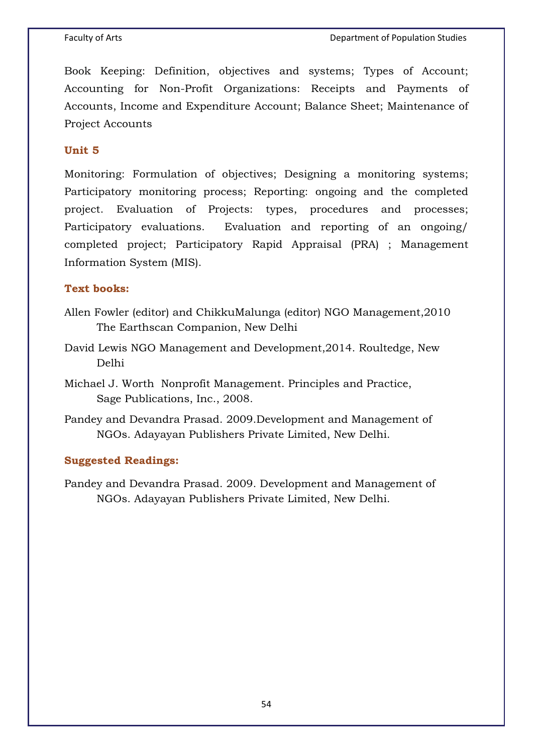Book Keeping: Definition, objectives and systems; Types of Account; Accounting for Non-Profit Organizations: Receipts and Payments of Accounts, Income and Expenditure Account; Balance Sheet; Maintenance of Project Accounts

### Unit 5

Monitoring: Formulation of objectives; Designing a monitoring systems; Participatory monitoring process; Reporting: ongoing and the completed project. Evaluation of Projects: types, procedures and processes; Participatory evaluations. Evaluation and reporting of an ongoing/ completed project; Participatory Rapid Appraisal (PRA) ; Management Information System (MIS).

### Text books:

Allen Fowler (editor) and ChikkuMalunga (editor) NGO Management,2010 The Earthscan Companion, New Delhi

David Lewis NGO Management and Development,2014. Roultedge, New Delhi

Michael J. Worth Nonprofit Management. Principles and Practice, Sage Publications, Inc., 2008.

Pandey and Devandra Prasad. 2009.Development and Management of NGOs. Adayayan Publishers Private Limited, New Delhi.

### Suggested Readings:

Pandey and Devandra Prasad. 2009. Development and Management of NGOs. Adayayan Publishers Private Limited, New Delhi.